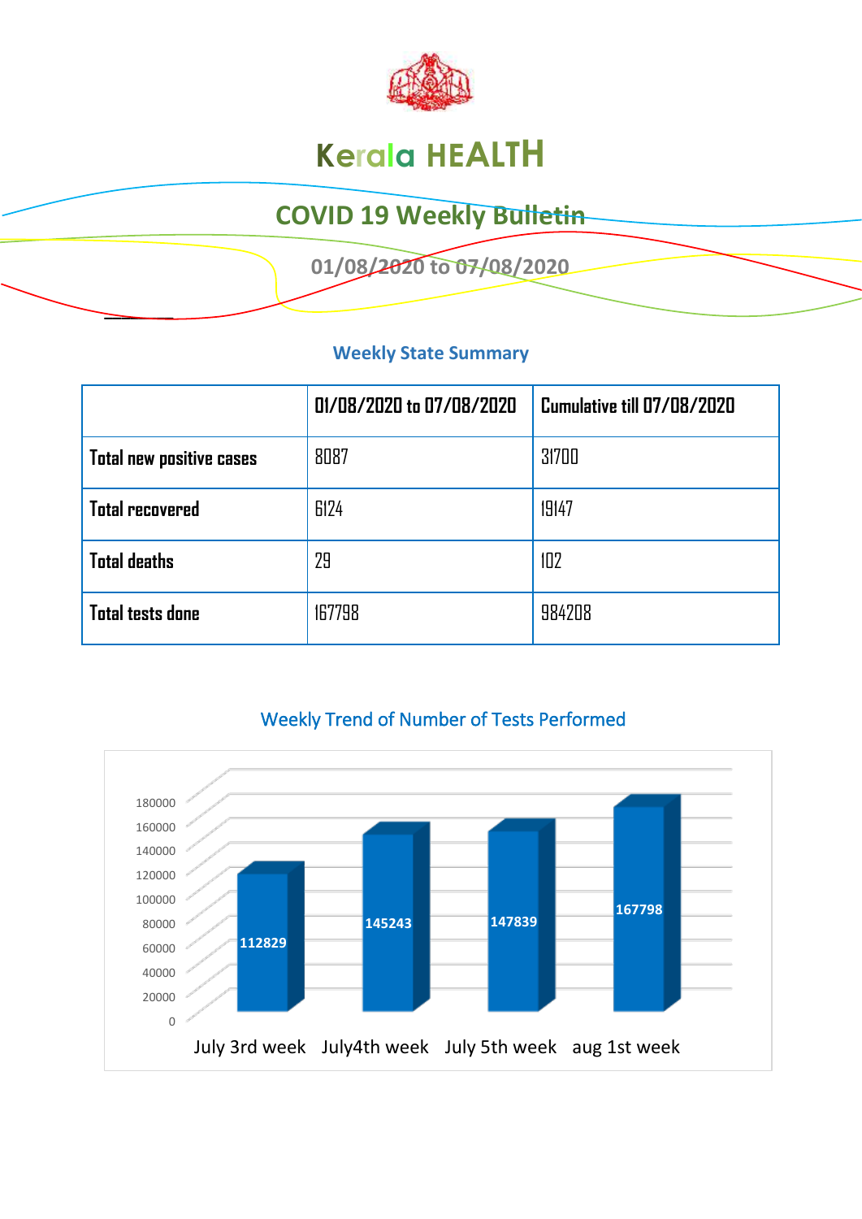# Kerala HEALTH

## COVID 19 Weekly Bulletin

### 01/08/2020 to 07/08/2020

### Weekly State Summary

| | 01/08/2020 to 07/08/2020 | Cumulative till 07/08/2020 |
|---|---|---|
| Total new positive cases | 8087 | 31700 |
| Total recovered | 6124 | 19147 |
| Total deaths | 29 | 102 |
| Total tests done | 167798 | 984208 |

### Weekly Trend of Number of Tests Performed

| Week | Tests |
|---|---|
| July 3rd week | 112829 |
| July4th week | 145243 |
| July 5th week | 147839 |
| aug 1st week | 167798 |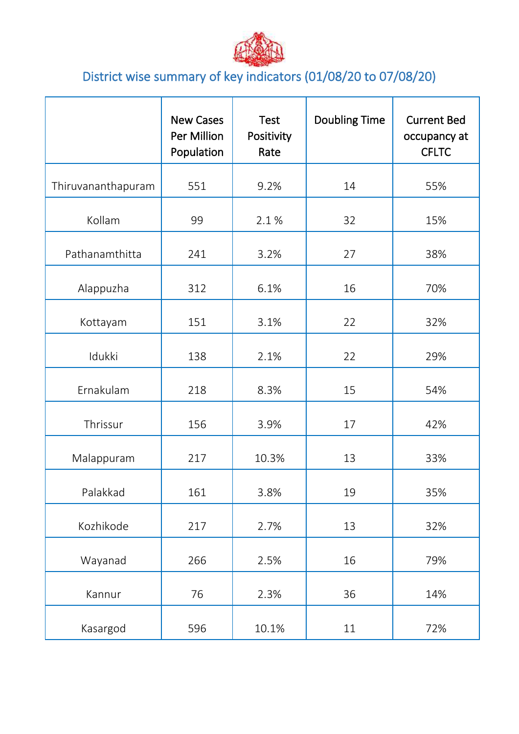## District wise summary of key indicators (01/08/20 to 07/08/20)

| | New Cases Per Million Population | Test Positivity Rate | Doubling Time | Current Bed occupancy at CFLTC |
|---|---|---|---|---|
| Thiruvananthapuram | 551 | 9.2% | 14 | 55% |
| Kollam | 99 | 2.1 % | 32 | 15% |
| Pathanamthitta | 241 | 3.2% | 27 | 38% |
| Alappuzha | 312 | 6.1% | 16 | 70% |
| Kottayam | 151 | 3.1% | 22 | 32% |
| Idukki | 138 | 2.1% | 22 | 29% |
| Ernakulam | 218 | 8.3% | 15 | 54% |
| Thrissur | 156 | 3.9% | 17 | 42% |
| Malappuram | 217 | 10.3% | 13 | 33% |
| Palakkad | 161 | 3.8% | 19 | 35% |
| Kozhikode | 217 | 2.7% | 13 | 32% |
| Wayanad | 266 | 2.5% | 16 | 79% |
| Kannur | 76 | 2.3% | 36 | 14% |
| Kasargod | 596 | 10.1% | 11 | 72% |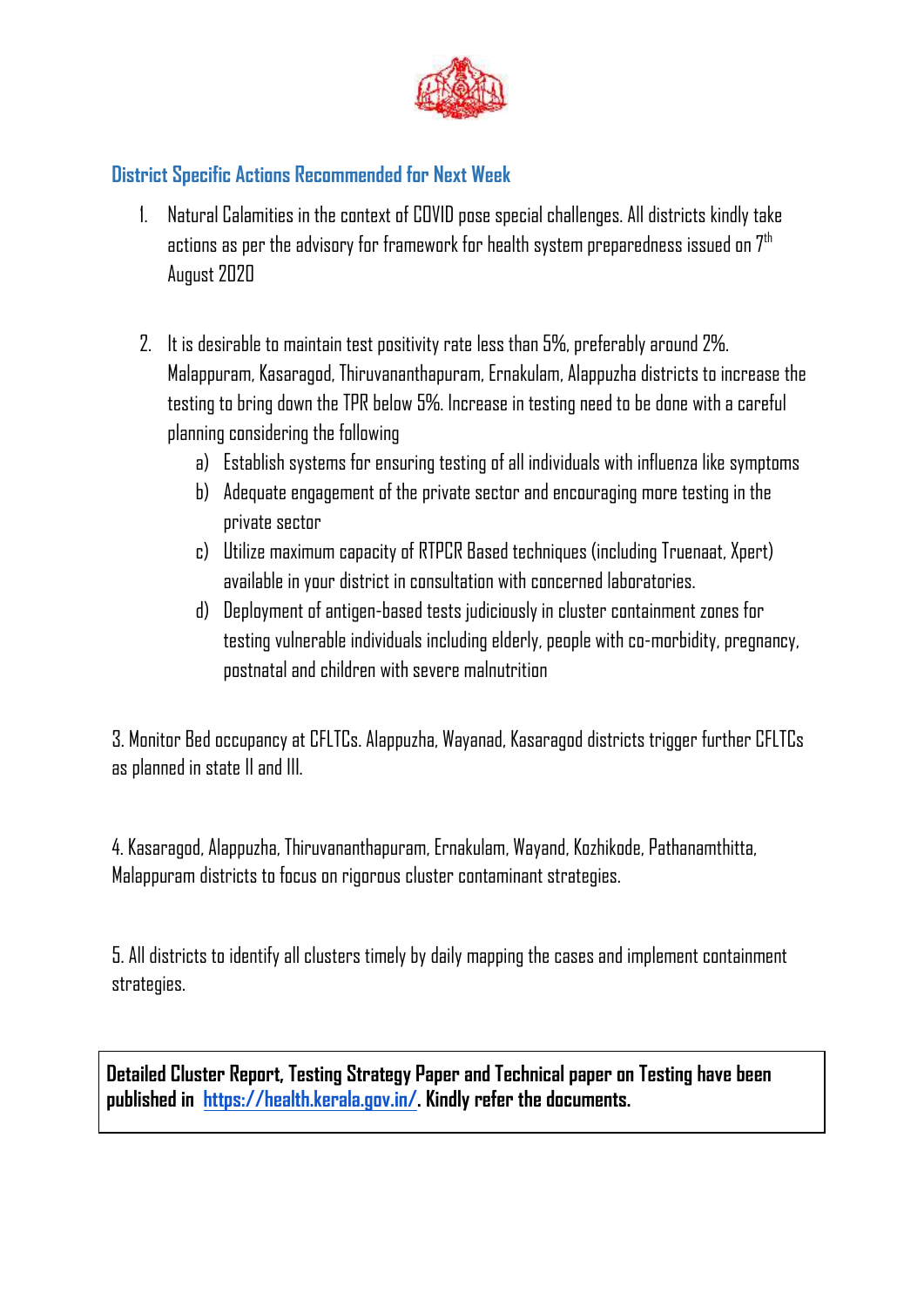## District Specific Actions Recommended for Next Week

1. Natural Calamities in the context of COVID pose special challenges. All districts kindly take actions as per the advisory for framework for health system preparedness issued on 7th August 2020

2. It is desirable to maintain test positivity rate less than 5%, preferably around 2%. Malappuram, Kasaragod, Thiruvananthapuram, Ernakulam, Alappuzha districts to increase the testing to bring down the TPR below 5%. Increase in testing need to be done with a careful planning considering the following
   a) Establish systems for ensuring testing of all individuals with influenza like symptoms
   b) Adequate engagement of the private sector and encouraging more testing in the private sector
   c) Utilize maximum capacity of RTPCR Based techniques (including Truenaat, Xpert) available in your district in consultation with concerned laboratories.
   d) Deployment of antigen-based tests judiciously in cluster containment zones for testing vulnerable individuals including elderly, people with co-morbidity, pregnancy, postnatal and children with severe malnutrition

3. Monitor Bed occupancy at CFLTCs. Alappuzha, Wayanad, Kasaragod districts trigger further CFLTCs as planned in state II and III.

4. Kasaragod, Alappuzha, Thiruvananthapuram, Ernakulam, Wayand, Kozhikode, Pathanamthitta, Malappuram districts to focus on rigorous cluster contaminant strategies.

5. All districts to identify all clusters timely by daily mapping the cases and implement containment strategies.

**Detailed Cluster Report, Testing Strategy Paper and Technical paper on Testing have been published in [https://health.kerala.gov.in/](https://health.kerala.gov.in/). Kindly refer the documents.**